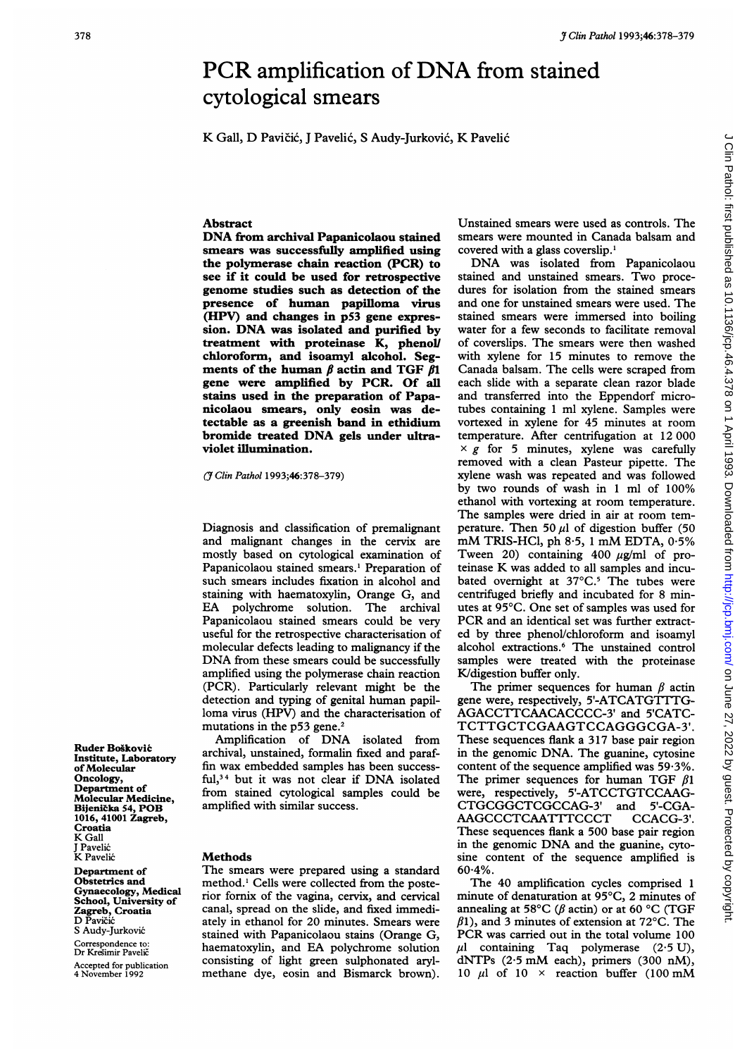# PCR amplification of DNA from stained cytological smears

K Gall, D Pavičić, J Pavelić, S Audy-Jurković, K Pavelić

## Abstract

**DNA from archival Papanicolaou stained smears was successfully amplified using the polymerase chain reaction (PCR) to see if it could be used for retrospective genome studies such as detection of the presence of human papilloma virus (HPV) and changes in p53 gene expression. DNA was isolated and purified by treatment with proteinase K, phenol/chloroform, and isoamyl alcohol. Segments of the human $\beta$ actin and TGF $\beta$1 gene were amplified by PCR. Of all stains used in the preparation of Papanicolaou smears, only eosin was detectable as a greenish band in ethidium bromide treated DNA gels under ultraviolet illumination.**

(*J Clin Pathol* 1993;46:378–379)

Diagnosis and classification of premalignant and malignant changes in the cervix are mostly based on cytological examination of Papanicolaou stained smears.[1] Preparation of such smears includes fixation in alcohol and staining with haematoxylin, Orange G, and EA polychrome solution. The archival Papanicolaou stained smears could be very useful for the retrospective characterisation of molecular defects leading to malignancy if the DNA from these smears could be successfully amplified using the polymerase chain reaction (PCR). Particularly relevant might be the detection and typing of genital human papilloma virus (HPV) and the characterisation of mutations in the p53 gene.[2]

Amplification of DNA isolated from archival, unstained, formalin fixed and paraffin wax embedded samples has been successful,[3,4] but it was not clear if DNA isolated from stained cytological samples could be amplified with similar success.

Ruder Bošković Institute, Laboratory of Molecular Oncology, Department of Molecular Medicine, Bijenička 54, POB 1016, 41001 Zagreb, Croatia
K Gall
J Pavelić
K Pavelić

Department of Obstetrics and Gynaecology, Medical School, University of Zagreb, Croatia
D Pavičić
S Audy-Jurković

Correspondence to: Dr Krešimir Pavelić

Accepted for publication 4 November 1992

## Methods

The smears were prepared using a standard method.[1] Cells were collected from the posterior fornix of the vagina, cervix, and cervical canal, spread on the slide, and fixed immediately in ethanol for 20 minutes. Smears were stained with Papanicolaou stains (Orange G, haematoxylin, and EA polychrome solution consisting of light green sulphonated arylmethane dye, eosin and Bismarck brown). Unstained smears were used as controls. The smears were mounted in Canada balsam and covered with a glass coverslip.[1]

DNA was isolated from Papanicolaou stained and unstained smears. Two procedures for isolation from the stained smears and one for unstained smears were used. The stained smears were immersed into boiling water for a few seconds to facilitate removal of coverslips. The smears were then washed with xylene for 15 minutes to remove the Canada balsam. The cells were scraped from each slide with a separate clean razor blade and transferred into the Eppendorf microtubes containing 1 ml xylene. Samples were vortexed in xylene for 45 minutes at room temperature. After centrifugation at 12 000 $\times$ *g* for 5 minutes, xylene was carefully removed with a clean Pasteur pipette. The xylene wash was repeated and was followed by two rounds of wash in 1 ml of 100% ethanol with vortexing at room temperature. The samples were dried in air at room temperature. Then 50 $\mu$l of digestion buffer (50 mM TRIS-HCl, ph 8·5, 1 mM EDTA, 0·5% Tween 20) containing 400 $\mu$g/ml of proteinase K was added to all samples and incubated overnight at 37°C.[5] The tubes were centrifuged briefly and incubated for 8 minutes at 95°C. One set of samples was used for PCR and an identical set was further extracted by three phenol/chloroform and isoamyl alcohol extractions.[6] The unstained control samples were treated with the proteinase K/digestion buffer only.

The primer sequences for human $\beta$ actin gene were, respectively, 5'-ATCATGTTTGAGACCTTCAACACCCC-3' and 5'CATCTCTTGCTCGAAGTCCAGGGCGA-3'. These sequences flank a 317 base pair region in the genomic DNA. The guanine, cytosine content of the sequence amplified was 59·3%. The primer sequences for human TGF $\beta$1 were, respectively, 5'-ATCCTGTCCAAGCTGCGGCTCGCCAG-3' and 5'-CGAAAGCCCTCAATTTCCCT CCACG-3'. These sequences flank a 500 base pair region in the genomic DNA and the guanine, cytosine content of the sequence amplified is 60·4%.

The 40 amplification cycles comprised 1 minute of denaturation at 95°C, 2 minutes of annealing at 58°C ($\beta$ actin) or at 60 °C (TGF $\beta$1), and 3 minutes of extension at 72°C. The PCR was carried out in the total volume 100 $\mu$l containing Taq polymerase (2·5 U), dNTPs (2·5 mM each), primers (300 nM), 10 $\mu$l of 10 $\times$ reaction buffer (100 mM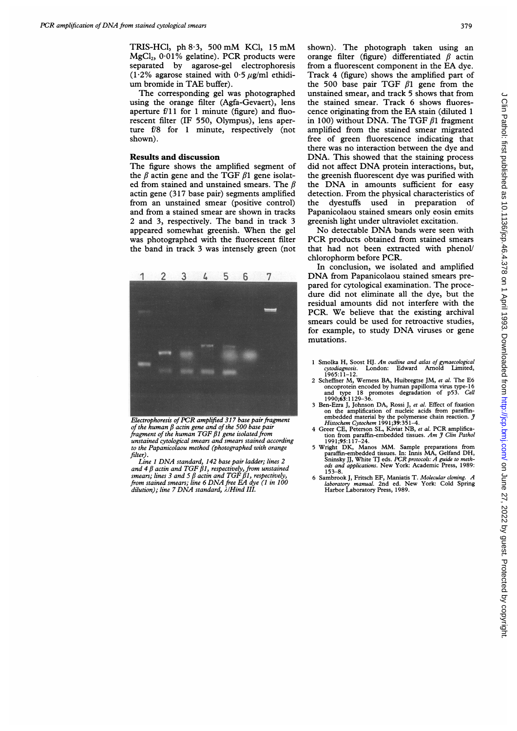TRIS-HCl, ph 8·3, 500 mM KCl, 15 mM $MgCl_2$, 0·01% gelatine). PCR products were separated by agarose-gel electrophoresis (1·2% agarose stained with 0·5 μg/ml ethidium bromide in TAE buffer).

The corresponding gel was photographed using the orange filter (Agfa-Gevaert), lens aperture f/11 for 1 minute (figure) and fluorescent filter (IF 550, Olympus), lens aperture f/8 for 1 minute, respectively (not shown).

## Results and discussion

The figure shows the amplified segment of the β actin gene and the TGF β1 gene isolated from stained and unstained smears. The β actin gene (317 base pair) segments amplified from an unstained smear (positive control) and from a stained smear are shown in tracks 2 and 3, respectively. The band in track 3 appeared somewhat greenish. When the gel was photographed with the fluorescent filter the band in track 3 was intensely green (not shown). The photograph taken using an orange filter (figure) differentiated β actin from a fluorescent component in the EA dye. Track 4 (figure) shows the amplified part of the 500 base pair TGF β1 gene from the unstained smear, and track 5 shows that from the stained smear. Track 6 shows fluorescence originating from the EA stain (diluted 1 in 100) without DNA. The TGF β1 fragment amplified from the stained smear migrated free of green fluorescence indicating that there was no interaction between the dye and DNA. This showed that the staining process did not affect DNA protein interactions, but, the greenish fluorescent dye was purified with the DNA in amounts sufficient for easy detection. From the physical characteristics of the dyestuffs used in preparation of Papanicolaou stained smears only eosin emits greenish light under ultraviolet excitation.

1 2 3 4 5 6 7

*Electrophoresis of PCR amplified 317 base pair fragment of the human β actin gene and of the 500 base pair fragment of the human TGF β1 gene isolated from unstained cytological smears and smears stained according to the Papanicolaou method (photographed with orange filter).*

*Line 1 DNA standard, 142 base pair ladder; lines 2 and 4 β actin and TGF β1, respectively, from unstained smears; lines 3 and 5 β actin and TGF β1, respectively, from stained smears; line 6 DNA free EA dye (1 in 100 dilution); line 7 DNA standard, λ/Hind III.*

No detectable DNA bands were seen with PCR products obtained from stained smears that had not been extracted with phenol/chlorophorm before PCR.

In conclusion, we isolated and amplified DNA from Papanicolaou stained smears prepared for cytological examination. The procedure did not eliminate all the dye, but the residual amounts did not interfere with the PCR. We believe that the existing archival smears could be used for retroactive studies, for example, to study DNA viruses or gene mutations.

1 Smolka H, Soost HJ. *An outline and atlas of gynaecological cytodiagnosis.* London: Edward Arnold Limited, 1965:11–12.
2 Scheffner M, Werness BA, Huibregtse JM, *et al.* The E6 oncoprotein encoded by human papilloma virus type-16 and type 18 promotes degradation of p53. *Cell* 1990;**63**:1129–36.
3 Ben-Ezra J, Johnson DA, Rossi J, *et al.* Effect of fixation on the amplification of nucleic acids from paraffin-embedded material by the polymerase chain reaction. *J Histochem Cytochem* 1991;**39**:351–4.
4 Greer CE, Peterson SL, Kiviat NB, *et al.* PCR amplification from paraffin-embedded tissues. *Am J Clin Pathol* 1991;**95**:117–24.
5 Wright DK, Manos MM. Sample preparations from paraffin-embedded tissues. In: Innis MA, Gelfand DH, Sninsky JJ, White TJ eds. *PCR protocols: A guide to methods and applications.* New York: Academic Press, 1989: 153–8.
6 Sambrook J, Fritsch EF, Maniatis T. *Molecular cloning. A laboratory manual.* 2nd ed. New York: Cold Spring Harbor Laboratory Press, 1989.